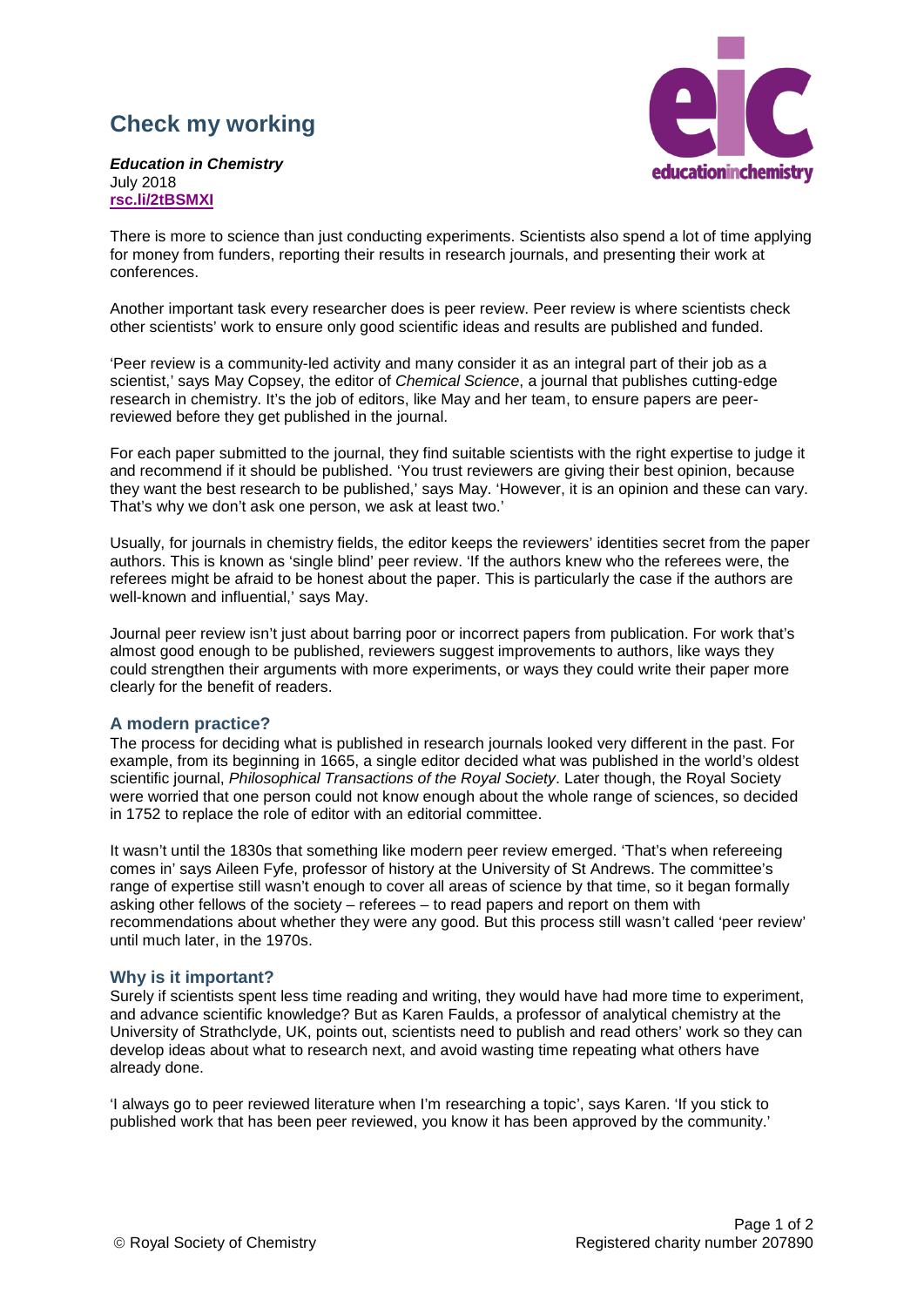# Check my working

***Education in Chemistry***
July 2018
**rsc.li/2tBSMXI**

There is more to science than just conducting experiments. Scientists also spend a lot of time applying for money from funders, reporting their results in research journals, and presenting their work at conferences.

Another important task every researcher does is peer review. Peer review is where scientists check other scientists' work to ensure only good scientific ideas and results are published and funded.

'Peer review is a community-led activity and many consider it as an integral part of their job as a scientist,' says May Copsey, the editor of *Chemical Science*, a journal that publishes cutting-edge research in chemistry. It's the job of editors, like May and her team, to ensure papers are peer-reviewed before they get published in the journal.

For each paper submitted to the journal, they find suitable scientists with the right expertise to judge it and recommend if it should be published. 'You trust reviewers are giving their best opinion, because they want the best research to be published,' says May. 'However, it is an opinion and these can vary. That's why we don't ask one person, we ask at least two.'

Usually, for journals in chemistry fields, the editor keeps the reviewers' identities secret from the paper authors. This is known as 'single blind' peer review. 'If the authors knew who the referees were, the referees might be afraid to be honest about the paper. This is particularly the case if the authors are well-known and influential,' says May.

Journal peer review isn't just about barring poor or incorrect papers from publication. For work that's almost good enough to be published, reviewers suggest improvements to authors, like ways they could strengthen their arguments with more experiments, or ways they could write their paper more clearly for the benefit of readers.

## A modern practice?

The process for deciding what is published in research journals looked very different in the past. For example, from its beginning in 1665, a single editor decided what was published in the world's oldest scientific journal, *Philosophical Transactions of the Royal Society*. Later though, the Royal Society were worried that one person could not know enough about the whole range of sciences, so decided in 1752 to replace the role of editor with an editorial committee.

It wasn't until the 1830s that something like modern peer review emerged. 'That's when refereeing comes in' says Aileen Fyfe, professor of history at the University of St Andrews. The committee's range of expertise still wasn't enough to cover all areas of science by that time, so it began formally asking other fellows of the society – referees – to read papers and report on them with recommendations about whether they were any good. But this process still wasn't called 'peer review' until much later, in the 1970s.

## Why is it important?

Surely if scientists spent less time reading and writing, they would have had more time to experiment, and advance scientific knowledge? But as Karen Faulds, a professor of analytical chemistry at the University of Strathclyde, UK, points out, scientists need to publish and read others' work so they can develop ideas about what to research next, and avoid wasting time repeating what others have already done.

'I always go to peer reviewed literature when I'm researching a topic', says Karen. 'If you stick to published work that has been peer reviewed, you know it has been approved by the community.'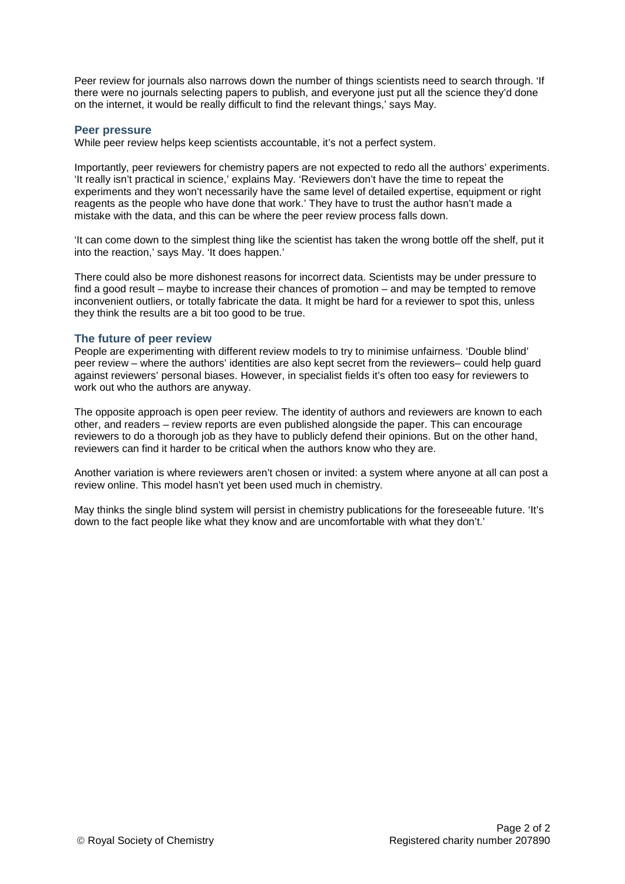Peer review for journals also narrows down the number of things scientists need to search through. 'If there were no journals selecting papers to publish, and everyone just put all the science they'd done on the internet, it would be really difficult to find the relevant things,' says May.

## Peer pressure

While peer review helps keep scientists accountable, it's not a perfect system.

Importantly, peer reviewers for chemistry papers are not expected to redo all the authors' experiments. 'It really isn't practical in science,' explains May. 'Reviewers don't have the time to repeat the experiments and they won't necessarily have the same level of detailed expertise, equipment or right reagents as the people who have done that work.' They have to trust the author hasn't made a mistake with the data, and this can be where the peer review process falls down.

'It can come down to the simplest thing like the scientist has taken the wrong bottle off the shelf, put it into the reaction,' says May. 'It does happen.'

There could also be more dishonest reasons for incorrect data. Scientists may be under pressure to find a good result – maybe to increase their chances of promotion – and may be tempted to remove inconvenient outliers, or totally fabricate the data. It might be hard for a reviewer to spot this, unless they think the results are a bit too good to be true.

## The future of peer review

People are experimenting with different review models to try to minimise unfairness. 'Double blind' peer review – where the authors' identities are also kept secret from the reviewers– could help guard against reviewers' personal biases. However, in specialist fields it's often too easy for reviewers to work out who the authors are anyway.

The opposite approach is open peer review. The identity of authors and reviewers are known to each other, and readers – review reports are even published alongside the paper. This can encourage reviewers to do a thorough job as they have to publicly defend their opinions. But on the other hand, reviewers can find it harder to be critical when the authors know who they are.

Another variation is where reviewers aren't chosen or invited: a system where anyone at all can post a review online. This model hasn't yet been used much in chemistry.

May thinks the single blind system will persist in chemistry publications for the foreseeable future. 'It's down to the fact people like what they know and are uncomfortable with what they don't.'